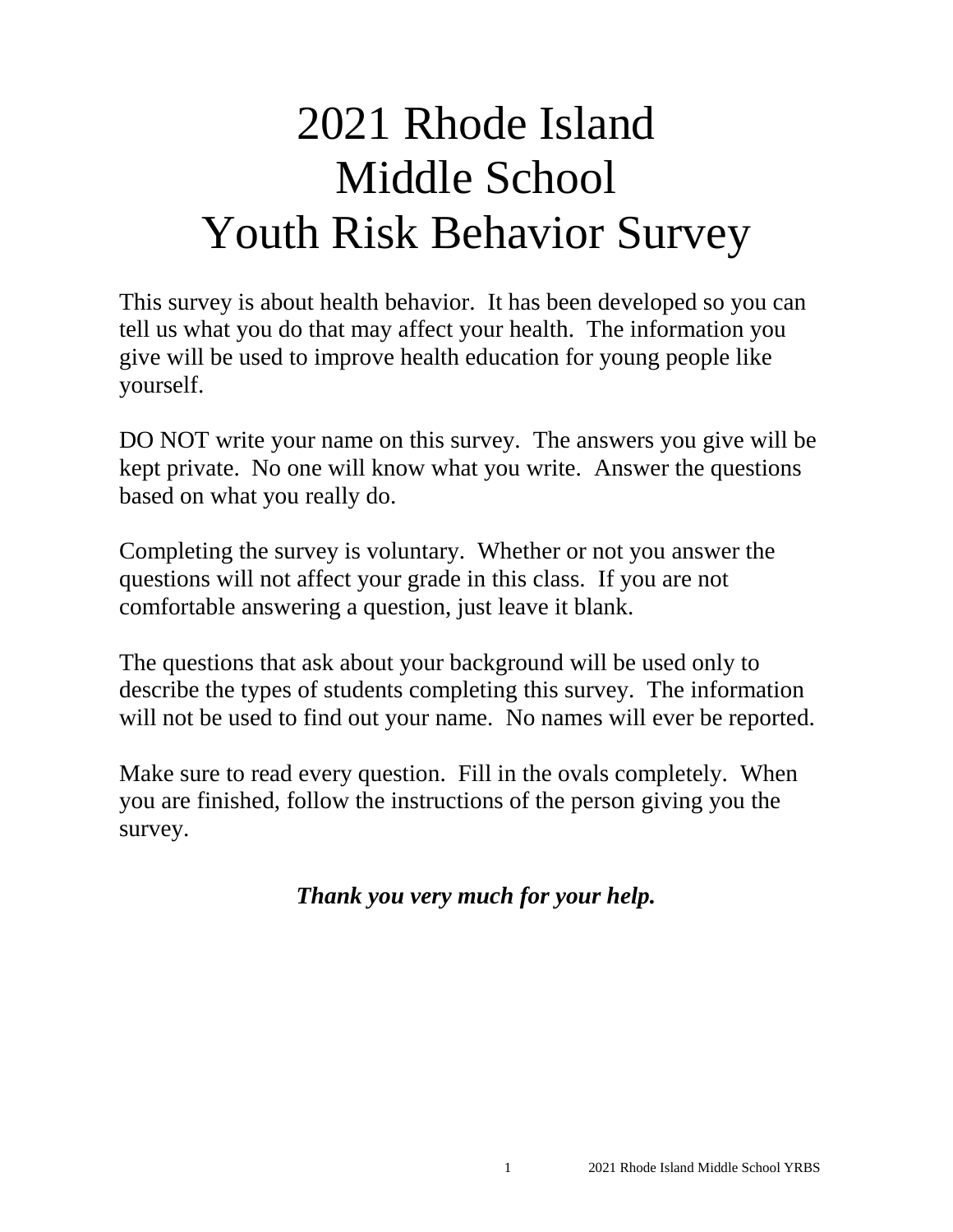# 2021 Rhode Island Middle School Youth Risk Behavior Survey

This survey is about health behavior. It has been developed so you can tell us what you do that may affect your health. The information you give will be used to improve health education for young people like yourself.

DO NOT write your name on this survey. The answers you give will be kept private. No one will know what you write. Answer the questions based on what you really do.

Completing the survey is voluntary. Whether or not you answer the questions will not affect your grade in this class. If you are not comfortable answering a question, just leave it blank.

The questions that ask about your background will be used only to describe the types of students completing this survey. The information will not be used to find out your name. No names will ever be reported.

Make sure to read every question. Fill in the ovals completely. When you are finished, follow the instructions of the person giving you the survey.

***Thank you very much for your help.***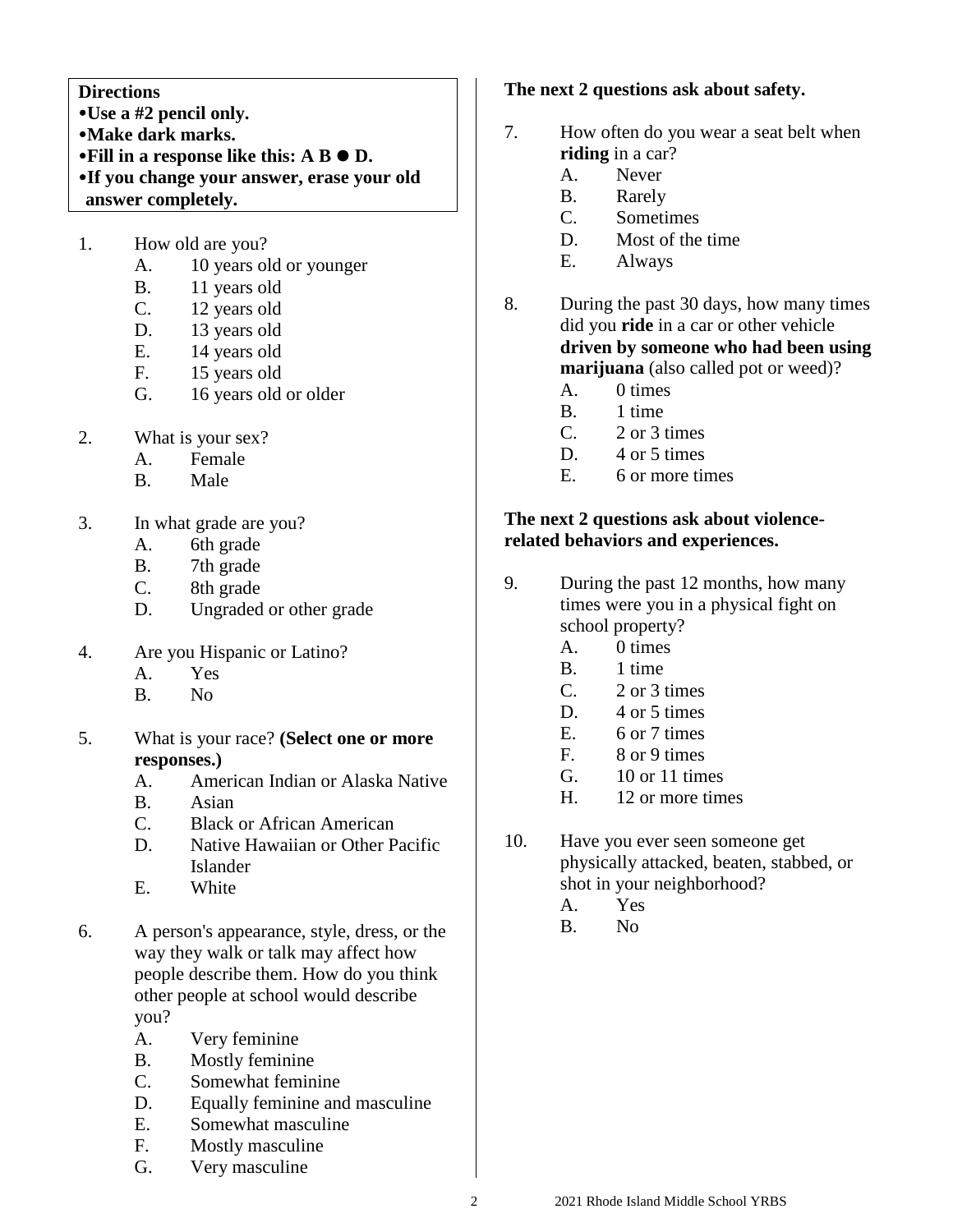**Directions**

- **Use a #2 pencil only.**
- **Make dark marks.**
- **Fill in a response like this: A B ● D.**
- **If you change your answer, erase your old answer completely.**

1. How old are you?
   - A. 10 years old or younger
   - B. 11 years old
   - C. 12 years old
   - D. 13 years old
   - E. 14 years old
   - F. 15 years old
   - G. 16 years old or older

2. What is your sex?
   - A. Female
   - B. Male

3. In what grade are you?
   - A. 6th grade
   - B. 7th grade
   - C. 8th grade
   - D. Ungraded or other grade

4. Are you Hispanic or Latino?
   - A. Yes
   - B. No

5. What is your race? **(Select one or more responses.)**
   - A. American Indian or Alaska Native
   - B. Asian
   - C. Black or African American
   - D. Native Hawaiian or Other Pacific Islander
   - E. White

6. A person's appearance, style, dress, or the way they walk or talk may affect how people describe them. How do you think other people at school would describe you?
   - A. Very feminine
   - B. Mostly feminine
   - C. Somewhat feminine
   - D. Equally feminine and masculine
   - E. Somewhat masculine
   - F. Mostly masculine
   - G. Very masculine

**The next 2 questions ask about safety.**

7. How often do you wear a seat belt when **riding** in a car?
   - A. Never
   - B. Rarely
   - C. Sometimes
   - D. Most of the time
   - E. Always

8. During the past 30 days, how many times did you **ride** in a car or other vehicle **driven by someone who had been using marijuana** (also called pot or weed)?
   - A. 0 times
   - B. 1 time
   - C. 2 or 3 times
   - D. 4 or 5 times
   - E. 6 or more times

**The next 2 questions ask about violence-related behaviors and experiences.**

9. During the past 12 months, how many times were you in a physical fight on school property?
   - A. 0 times
   - B. 1 time
   - C. 2 or 3 times
   - D. 4 or 5 times
   - E. 6 or 7 times
   - F. 8 or 9 times
   - G. 10 or 11 times
   - H. 12 or more times

10. Have you ever seen someone get physically attacked, beaten, stabbed, or shot in your neighborhood?
    - A. Yes
    - B. No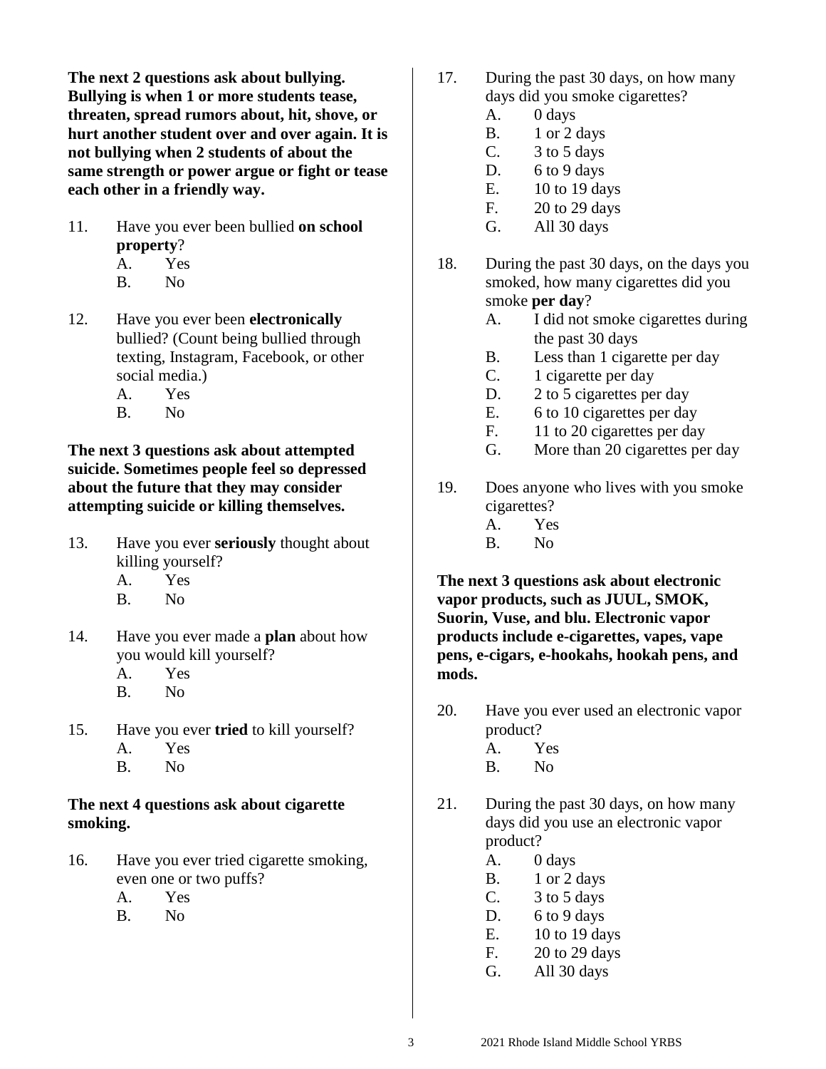**The next 2 questions ask about bullying. Bullying is when 1 or more students tease, threaten, spread rumors about, hit, shove, or hurt another student over and over again. It is not bullying when 2 students of about the same strength or power argue or fight or tease each other in a friendly way.**

11. Have you ever been bullied **on school property**?
    - A. Yes
    - B. No

12. Have you ever been **electronically** bullied? (Count being bullied through texting, Instagram, Facebook, or other social media.)
    - A. Yes
    - B. No

**The next 3 questions ask about attempted suicide. Sometimes people feel so depressed about the future that they may consider attempting suicide or killing themselves.**

13. Have you ever **seriously** thought about killing yourself?
    - A. Yes
    - B. No

14. Have you ever made a **plan** about how you would kill yourself?
    - A. Yes
    - B. No

15. Have you ever **tried** to kill yourself?
    - A. Yes
    - B. No

**The next 4 questions ask about cigarette smoking.**

16. Have you ever tried cigarette smoking, even one or two puffs?
    - A. Yes
    - B. No

17. During the past 30 days, on how many days did you smoke cigarettes?
    - A. 0 days
    - B. 1 or 2 days
    - C. 3 to 5 days
    - D. 6 to 9 days
    - E. 10 to 19 days
    - F. 20 to 29 days
    - G. All 30 days

18. During the past 30 days, on the days you smoked, how many cigarettes did you smoke **per day**?
    - A. I did not smoke cigarettes during the past 30 days
    - B. Less than 1 cigarette per day
    - C. 1 cigarette per day
    - D. 2 to 5 cigarettes per day
    - E. 6 to 10 cigarettes per day
    - F. 11 to 20 cigarettes per day
    - G. More than 20 cigarettes per day

19. Does anyone who lives with you smoke cigarettes?
    - A. Yes
    - B. No

**The next 3 questions ask about electronic vapor products, such as JUUL, SMOK, Suorin, Vuse, and blu. Electronic vapor products include e-cigarettes, vapes, vape pens, e-cigars, e-hookahs, hookah pens, and mods.**

20. Have you ever used an electronic vapor product?
    - A. Yes
    - B. No

21. During the past 30 days, on how many days did you use an electronic vapor product?
    - A. 0 days
    - B. 1 or 2 days
    - C. 3 to 5 days
    - D. 6 to 9 days
    - E. 10 to 19 days
    - F. 20 to 29 days
    - G. All 30 days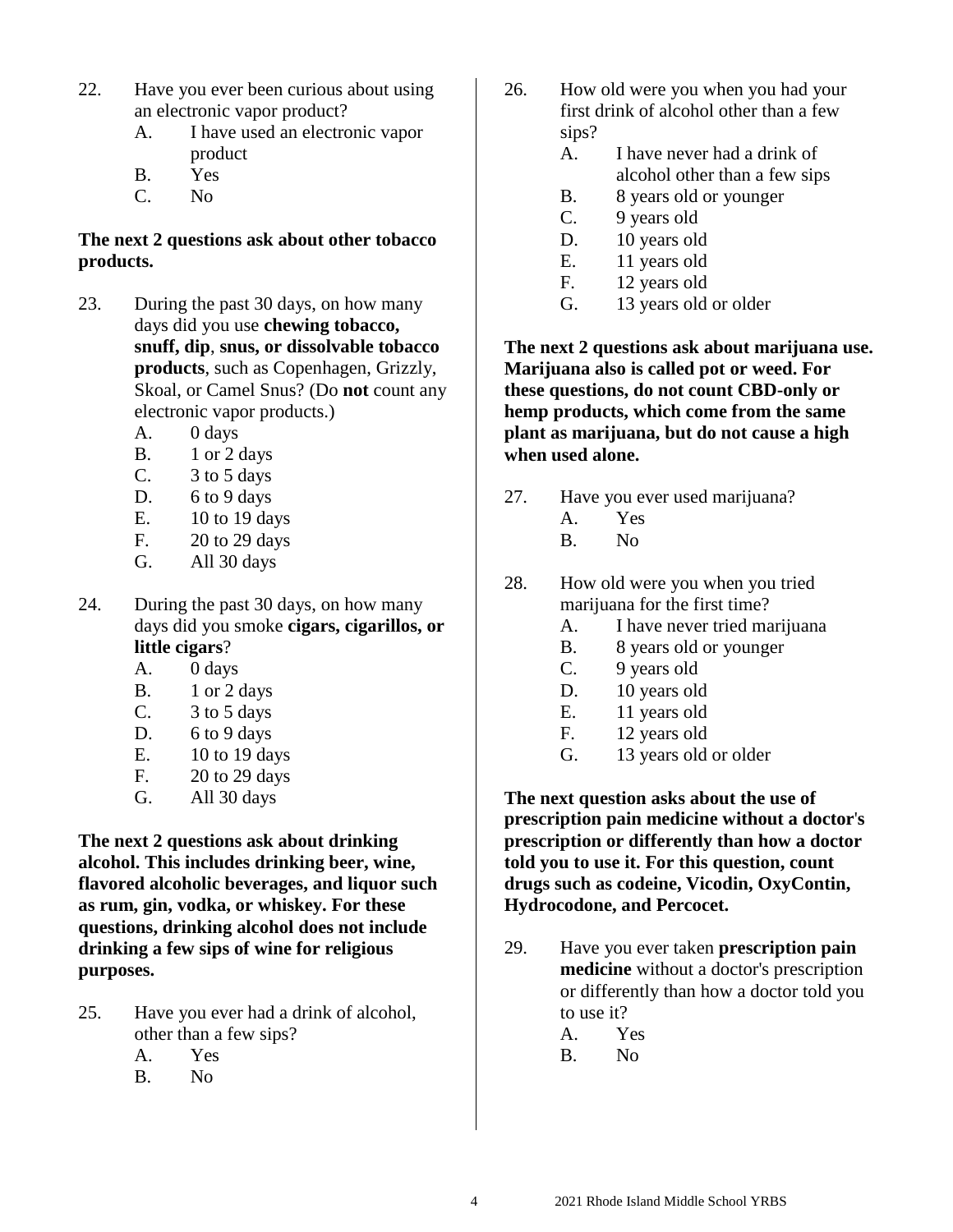22. Have you ever been curious about using an electronic vapor product?
    - A. I have used an electronic vapor product
    - B. Yes
    - C. No

**The next 2 questions ask about other tobacco products.**

23. During the past 30 days, on how many days did you use **chewing tobacco, snuff, dip**, **snus, or dissolvable tobacco products**, such as Copenhagen, Grizzly, Skoal, or Camel Snus? (Do **not** count any electronic vapor products.)
    - A. 0 days
    - B. 1 or 2 days
    - C. 3 to 5 days
    - D. 6 to 9 days
    - E. 10 to 19 days
    - F. 20 to 29 days
    - G. All 30 days

24. During the past 30 days, on how many days did you smoke **cigars, cigarillos, or little cigars**?
    - A. 0 days
    - B. 1 or 2 days
    - C. 3 to 5 days
    - D. 6 to 9 days
    - E. 10 to 19 days
    - F. 20 to 29 days
    - G. All 30 days

**The next 2 questions ask about drinking alcohol. This includes drinking beer, wine, flavored alcoholic beverages, and liquor such as rum, gin, vodka, or whiskey. For these questions, drinking alcohol does not include drinking a few sips of wine for religious purposes.**

25. Have you ever had a drink of alcohol, other than a few sips?
    - A. Yes
    - B. No

26. How old were you when you had your first drink of alcohol other than a few sips?
    - A. I have never had a drink of alcohol other than a few sips
    - B. 8 years old or younger
    - C. 9 years old
    - D. 10 years old
    - E. 11 years old
    - F. 12 years old
    - G. 13 years old or older

**The next 2 questions ask about marijuana use. Marijuana also is called pot or weed. For these questions, do not count CBD-only or hemp products, which come from the same plant as marijuana, but do not cause a high when used alone.**

27. Have you ever used marijuana?
    - A. Yes
    - B. No

28. How old were you when you tried marijuana for the first time?
    - A. I have never tried marijuana
    - B. 8 years old or younger
    - C. 9 years old
    - D. 10 years old
    - E. 11 years old
    - F. 12 years old
    - G. 13 years old or older

**The next question asks about the use of prescription pain medicine without a doctor's prescription or differently than how a doctor told you to use it. For this question, count drugs such as codeine, Vicodin, OxyContin, Hydrocodone, and Percocet.**

29. Have you ever taken **prescription pain medicine** without a doctor's prescription or differently than how a doctor told you to use it?
    - A. Yes
    - B. No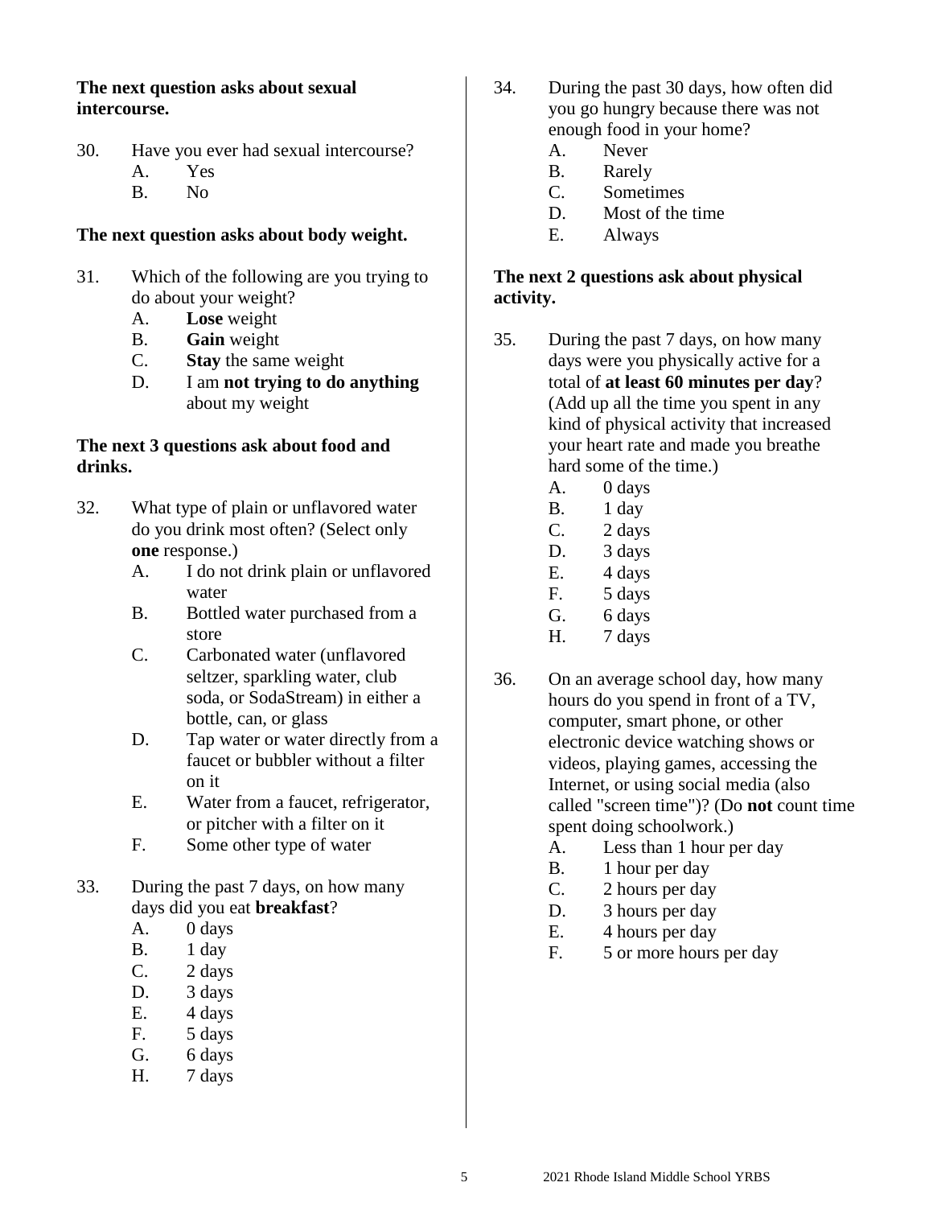**The next question asks about sexual intercourse.**

30. Have you ever had sexual intercourse?
    - A. Yes
    - B. No

**The next question asks about body weight.**

31. Which of the following are you trying to do about your weight?
    - A. **Lose** weight
    - B. **Gain** weight
    - C. **Stay** the same weight
    - D. I am **not trying to do anything** about my weight

**The next 3 questions ask about food and drinks.**

32. What type of plain or unflavored water do you drink most often? (Select only **one** response.)
    - A. I do not drink plain or unflavored water
    - B. Bottled water purchased from a store
    - C. Carbonated water (unflavored seltzer, sparkling water, club soda, or SodaStream) in either a bottle, can, or glass
    - D. Tap water or water directly from a faucet or bubbler without a filter on it
    - E. Water from a faucet, refrigerator, or pitcher with a filter on it
    - F. Some other type of water

33. During the past 7 days, on how many days did you eat **breakfast**?
    - A. 0 days
    - B. 1 day
    - C. 2 days
    - D. 3 days
    - E. 4 days
    - F. 5 days
    - G. 6 days
    - H. 7 days

34. During the past 30 days, how often did you go hungry because there was not enough food in your home?
    - A. Never
    - B. Rarely
    - C. Sometimes
    - D. Most of the time
    - E. Always

**The next 2 questions ask about physical activity.**

35. During the past 7 days, on how many days were you physically active for a total of **at least 60 minutes per day**? (Add up all the time you spent in any kind of physical activity that increased your heart rate and made you breathe hard some of the time.)
    - A. 0 days
    - B. 1 day
    - C. 2 days
    - D. 3 days
    - E. 4 days
    - F. 5 days
    - G. 6 days
    - H. 7 days

36. On an average school day, how many hours do you spend in front of a TV, computer, smart phone, or other electronic device watching shows or videos, playing games, accessing the Internet, or using social media (also called "screen time")? (Do **not** count time spent doing schoolwork.)
    - A. Less than 1 hour per day
    - B. 1 hour per day
    - C. 2 hours per day
    - D. 3 hours per day
    - E. 4 hours per day
    - F. 5 or more hours per day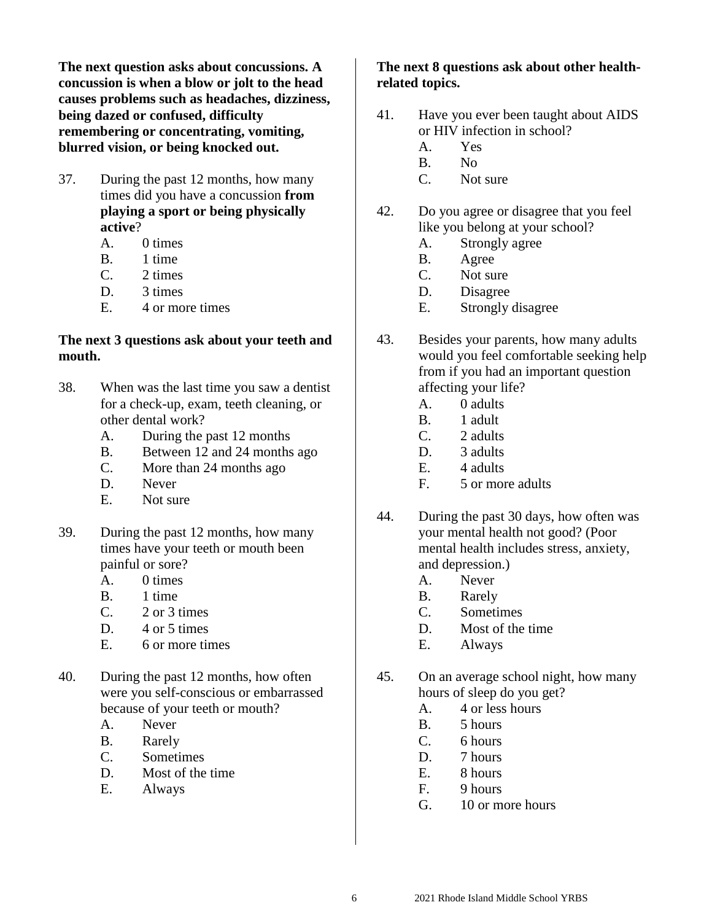**The next question asks about concussions. A concussion is when a blow or jolt to the head causes problems such as headaches, dizziness, being dazed or confused, difficulty remembering or concentrating, vomiting, blurred vision, or being knocked out.**

37. During the past 12 months, how many times did you have a concussion **from playing a sport or being physically active**?
    - A. 0 times
    - B. 1 time
    - C. 2 times
    - D. 3 times
    - E. 4 or more times

**The next 3 questions ask about your teeth and mouth.**

38. When was the last time you saw a dentist for a check-up, exam, teeth cleaning, or other dental work?
    - A. During the past 12 months
    - B. Between 12 and 24 months ago
    - C. More than 24 months ago
    - D. Never
    - E. Not sure

39. During the past 12 months, how many times have your teeth or mouth been painful or sore?
    - A. 0 times
    - B. 1 time
    - C. 2 or 3 times
    - D. 4 or 5 times
    - E. 6 or more times

40. During the past 12 months, how often were you self-conscious or embarrassed because of your teeth or mouth?
    - A. Never
    - B. Rarely
    - C. Sometimes
    - D. Most of the time
    - E. Always

**The next 8 questions ask about other health-related topics.**

41. Have you ever been taught about AIDS or HIV infection in school?
    - A. Yes
    - B. No
    - C. Not sure

42. Do you agree or disagree that you feel like you belong at your school?
    - A. Strongly agree
    - B. Agree
    - C. Not sure
    - D. Disagree
    - E. Strongly disagree

43. Besides your parents, how many adults would you feel comfortable seeking help from if you had an important question affecting your life?
    - A. 0 adults
    - B. 1 adult
    - C. 2 adults
    - D. 3 adults
    - E. 4 adults
    - F. 5 or more adults

44. During the past 30 days, how often was your mental health not good? (Poor mental health includes stress, anxiety, and depression.)
    - A. Never
    - B. Rarely
    - C. Sometimes
    - D. Most of the time
    - E. Always

45. On an average school night, how many hours of sleep do you get?
    - A. 4 or less hours
    - B. 5 hours
    - C. 6 hours
    - D. 7 hours
    - E. 8 hours
    - F. 9 hours
    - G. 10 or more hours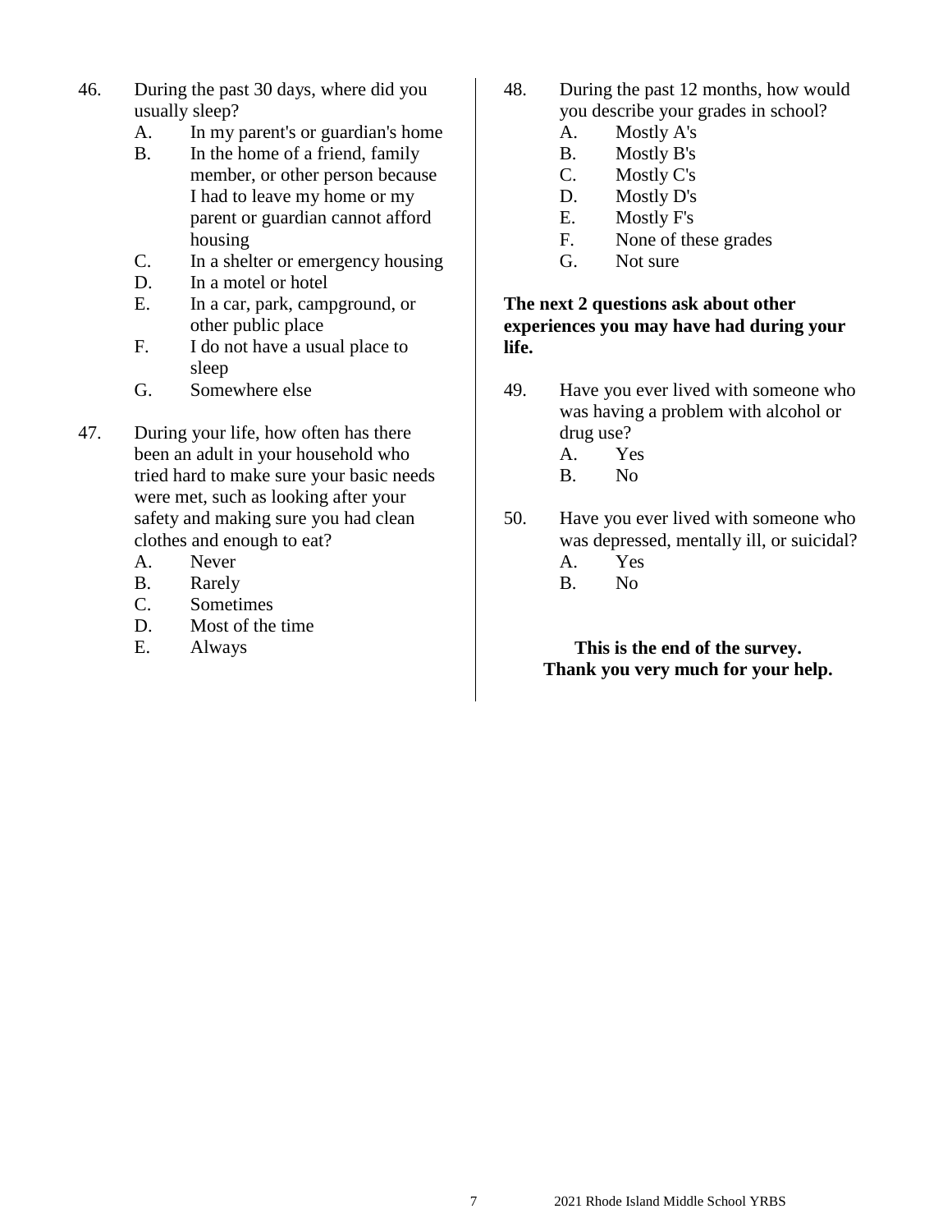46. During the past 30 days, where did you usually sleep?
    - A. In my parent's or guardian's home
    - B. In the home of a friend, family member, or other person because I had to leave my home or my parent or guardian cannot afford housing
    - C. In a shelter or emergency housing
    - D. In a motel or hotel
    - E. In a car, park, campground, or other public place
    - F. I do not have a usual place to sleep
    - G. Somewhere else

47. During your life, how often has there been an adult in your household who tried hard to make sure your basic needs were met, such as looking after your safety and making sure you had clean clothes and enough to eat?
    - A. Never
    - B. Rarely
    - C. Sometimes
    - D. Most of the time
    - E. Always

48. During the past 12 months, how would you describe your grades in school?
    - A. Mostly A's
    - B. Mostly B's
    - C. Mostly C's
    - D. Mostly D's
    - E. Mostly F's
    - F. None of these grades
    - G. Not sure

**The next 2 questions ask about other experiences you may have had during your life.**

49. Have you ever lived with someone who was having a problem with alcohol or drug use?
    - A. Yes
    - B. No

50. Have you ever lived with someone who was depressed, mentally ill, or suicidal?
    - A. Yes
    - B. No

**This is the end of the survey.**
**Thank you very much for your help.**